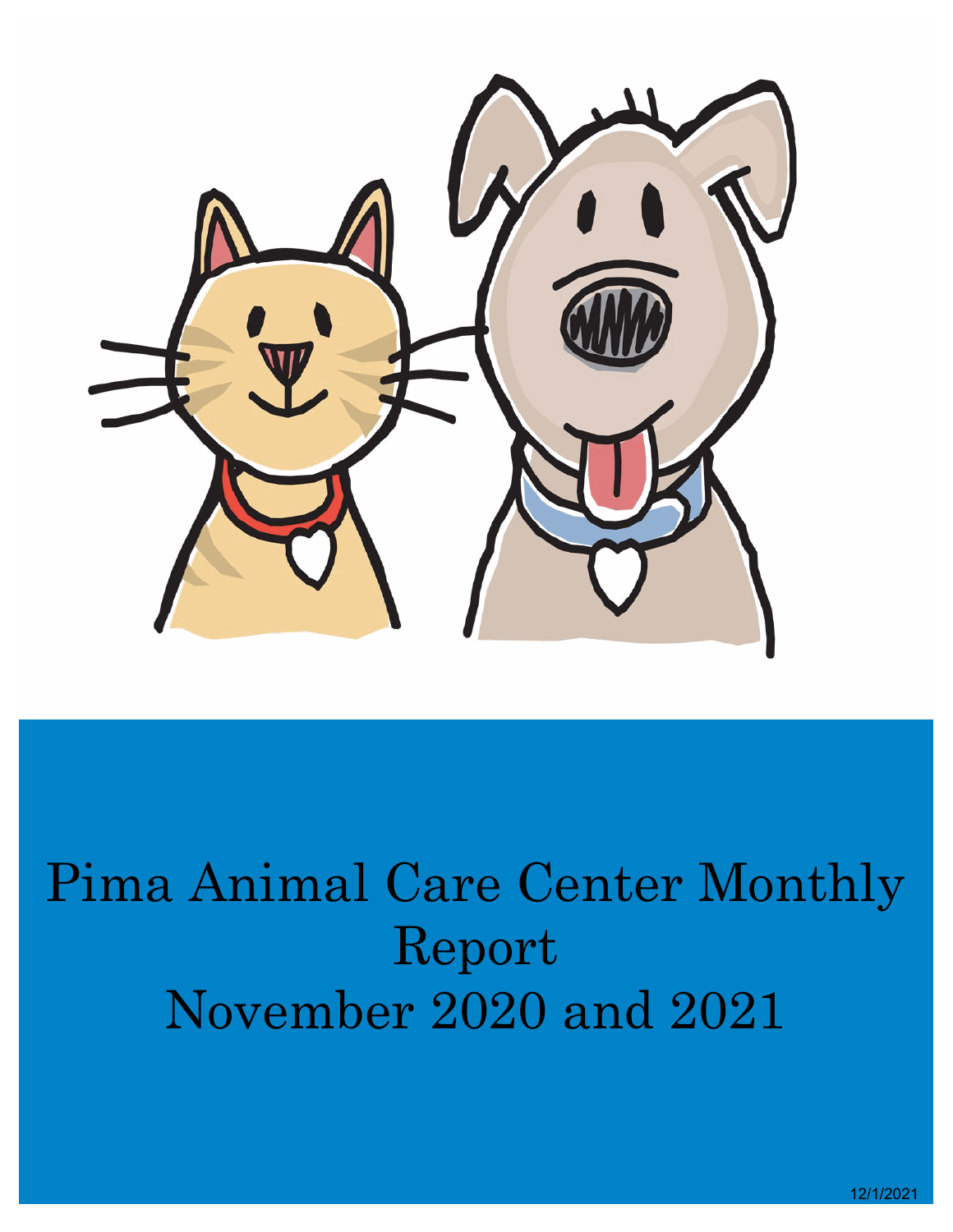# Pima Animal Care Center Monthly Report
# November 2020 and 2021

12/1/2021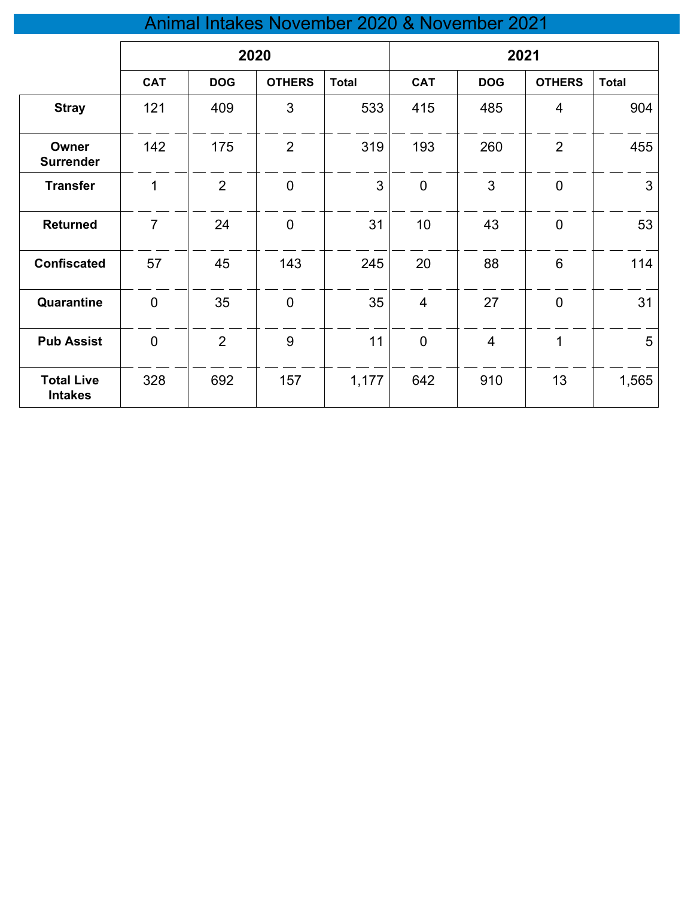# Animal Intakes November 2020 & November 2021

| | 2020 | | | | 2021 | | | |
|---|---|---|---|---|---|---|---|---|
| | CAT | DOG | OTHERS | Total | CAT | DOG | OTHERS | Total |
| **Stray** | 121 | 409 | 3 | 533 | 415 | 485 | 4 | 904 |
| **Owner Surrender** | 142 | 175 | 2 | 319 | 193 | 260 | 2 | 455 |
| **Transfer** | 1 | 2 | 0 | 3 | 0 | 3 | 0 | 3 |
| **Returned** | 7 | 24 | 0 | 31 | 10 | 43 | 0 | 53 |
| **Confiscated** | 57 | 45 | 143 | 245 | 20 | 88 | 6 | 114 |
| **Quarantine** | 0 | 35 | 0 | 35 | 4 | 27 | 0 | 31 |
| **Pub Assist** | 0 | 2 | 9 | 11 | 0 | 4 | 1 | 5 |
| **Total Live Intakes** | 328 | 692 | 157 | 1,177 | 642 | 910 | 13 | 1,565 |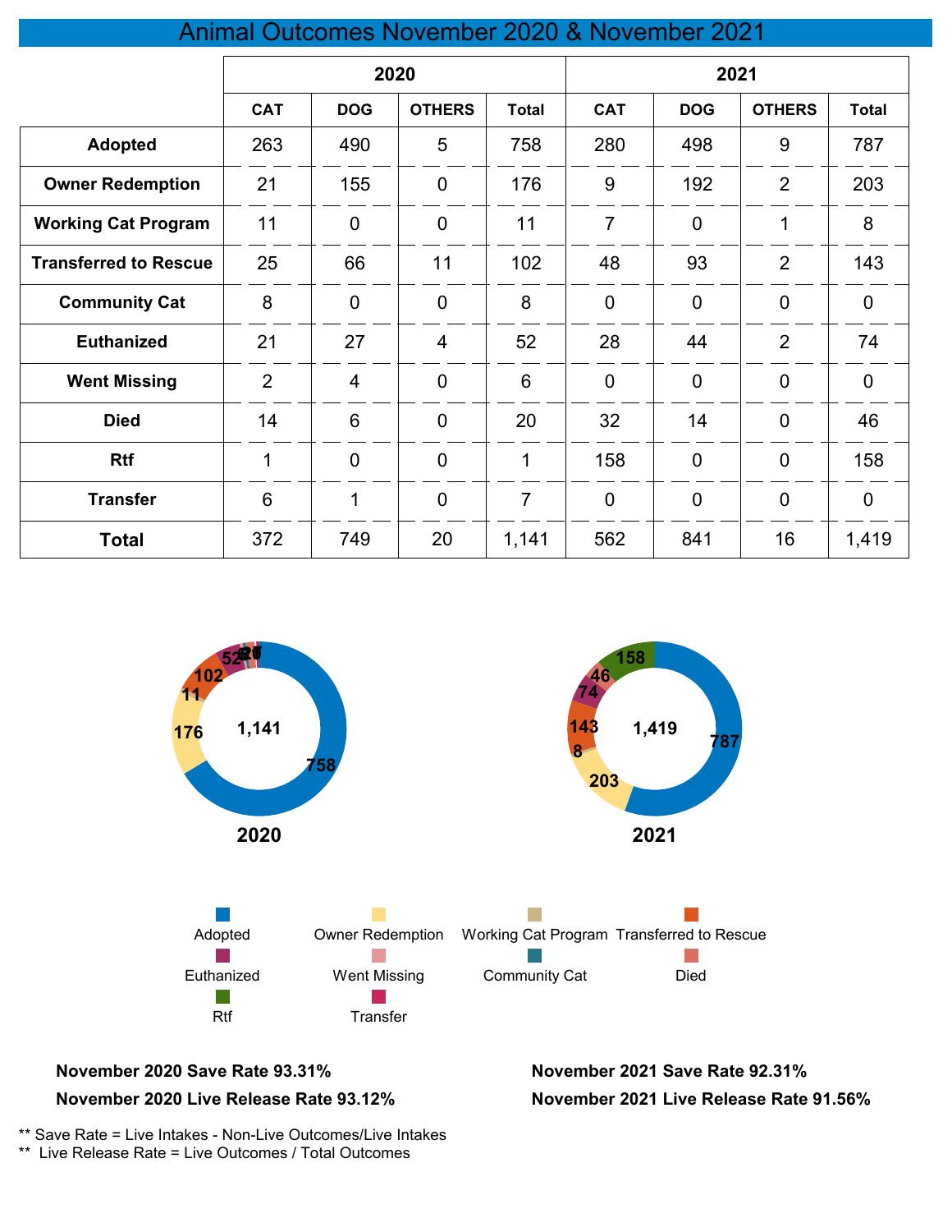# Animal Outcomes November 2020 & November 2021

| | 2020 | | | | 2021 | | | |
|---|---|---|---|---|---|---|---|---|
| | CAT | DOG | OTHERS | Total | CAT | DOG | OTHERS | Total |
| **Adopted** | 263 | 490 | 5 | 758 | 280 | 498 | 9 | 787 |
| **Owner Redemption** | 21 | 155 | 0 | 176 | 9 | 192 | 2 | 203 |
| **Working Cat Program** | 11 | 0 | 0 | 11 | 7 | 0 | 1 | 8 |
| **Transferred to Rescue** | 25 | 66 | 11 | 102 | 48 | 93 | 2 | 143 |
| **Community Cat** | 8 | 0 | 0 | 8 | 0 | 0 | 0 | 0 |
| **Euthanized** | 21 | 27 | 4 | 52 | 28 | 44 | 2 | 74 |
| **Went Missing** | 2 | 4 | 0 | 6 | 0 | 0 | 0 | 0 |
| **Died** | 14 | 6 | 0 | 20 | 32 | 14 | 0 | 46 |
| **Rtf** | 1 | 0 | 0 | 1 | 158 | 0 | 0 | 158 |
| **Transfer** | 6 | 1 | 0 | 7 | 0 | 0 | 0 | 0 |
| **Total** | 372 | 749 | 20 | 1,141 | 562 | 841 | 16 | 1,419 |

**2020**

**2021**

Adopted, Owner Redemption, Working Cat Program, Transferred to Rescue, Euthanized, Went Missing, Community Cat, Died, Rtf, Transfer

**November 2020 Save Rate 93.31%**

**November 2020 Live Release Rate 93.12%**

**November 2021 Save Rate 92.31%**

**November 2021 Live Release Rate 91.56%**

** Save Rate = Live Intakes - Non-Live Outcomes/Live Intakes

** Live Release Rate = Live Outcomes / Total Outcomes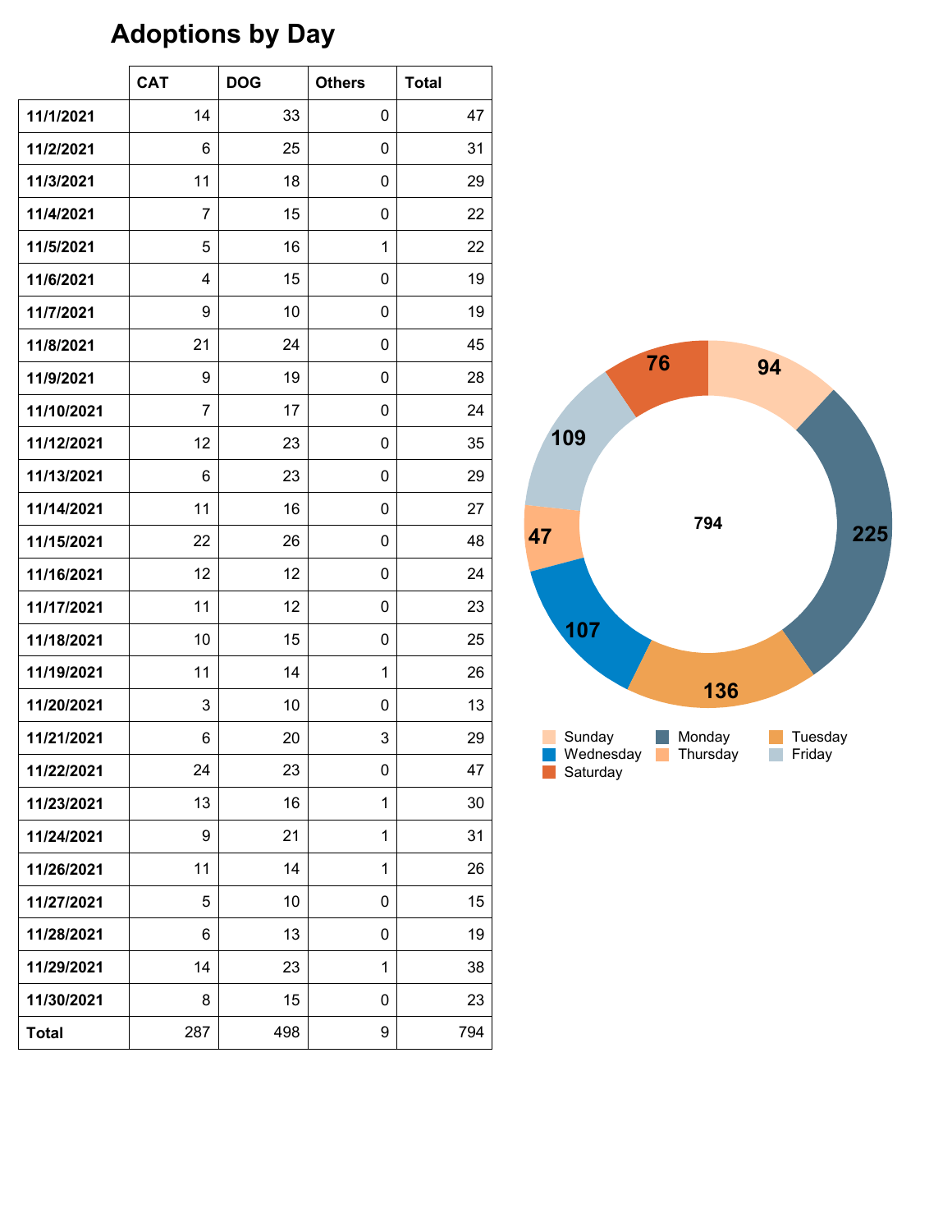# Adoptions by Day

| | CAT | DOG | Others | Total |
|---|---|---|---|---|
| **11/1/2021** | 14 | 33 | 0 | 47 |
| **11/2/2021** | 6 | 25 | 0 | 31 |
| **11/3/2021** | 11 | 18 | 0 | 29 |
| **11/4/2021** | 7 | 15 | 0 | 22 |
| **11/5/2021** | 5 | 16 | 1 | 22 |
| **11/6/2021** | 4 | 15 | 0 | 19 |
| **11/7/2021** | 9 | 10 | 0 | 19 |
| **11/8/2021** | 21 | 24 | 0 | 45 |
| **11/9/2021** | 9 | 19 | 0 | 28 |
| **11/10/2021** | 7 | 17 | 0 | 24 |
| **11/12/2021** | 12 | 23 | 0 | 35 |
| **11/13/2021** | 6 | 23 | 0 | 29 |
| **11/14/2021** | 11 | 16 | 0 | 27 |
| **11/15/2021** | 22 | 26 | 0 | 48 |
| **11/16/2021** | 12 | 12 | 0 | 24 |
| **11/17/2021** | 11 | 12 | 0 | 23 |
| **11/18/2021** | 10 | 15 | 0 | 25 |
| **11/19/2021** | 11 | 14 | 1 | 26 |
| **11/20/2021** | 3 | 10 | 0 | 13 |
| **11/21/2021** | 6 | 20 | 3 | 29 |
| **11/22/2021** | 24 | 23 | 0 | 47 |
| **11/23/2021** | 13 | 16 | 1 | 30 |
| **11/24/2021** | 9 | 21 | 1 | 31 |
| **11/26/2021** | 11 | 14 | 1 | 26 |
| **11/27/2021** | 5 | 10 | 0 | 15 |
| **11/28/2021** | 6 | 13 | 0 | 19 |
| **11/29/2021** | 14 | 23 | 1 | 38 |
| **11/30/2021** | 8 | 15 | 0 | 23 |
| **Total** | 287 | 498 | 9 | 794 |

| Day | Adoptions |
|---|---|
| Sunday | 94 |
| Monday | 225 |
| Tuesday | 136 |
| Wednesday | 107 |
| Thursday | 47 |
| Friday | 109 |
| Saturday | 76 |
| Total | 794 |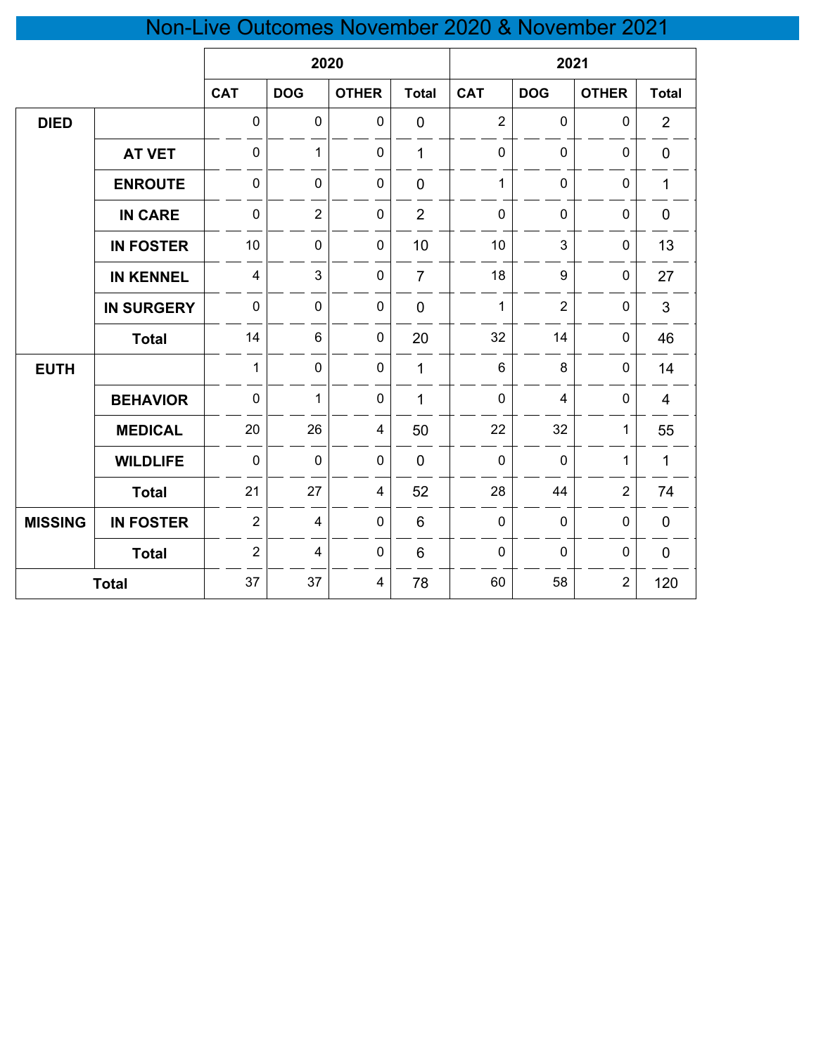# Non-Live Outcomes November 2020 & November 2021

| | | 2020 | | | | 2021 | | | |
|---|---|---|---|---|---|---|---|---|---|
| | | CAT | DOG | OTHER | Total | CAT | DOG | OTHER | Total |
| DIED | | 0 | 0 | 0 | 0 | 2 | 0 | 0 | 2 |
| | AT VET | 0 | 1 | 0 | 1 | 0 | 0 | 0 | 0 |
| | ENROUTE | 0 | 0 | 0 | 0 | 1 | 0 | 0 | 1 |
| | IN CARE | 0 | 2 | 0 | 2 | 0 | 0 | 0 | 0 |
| | IN FOSTER | 10 | 0 | 0 | 10 | 10 | 3 | 0 | 13 |
| | IN KENNEL | 4 | 3 | 0 | 7 | 18 | 9 | 0 | 27 |
| | IN SURGERY | 0 | 0 | 0 | 0 | 1 | 2 | 0 | 3 |
| | Total | 14 | 6 | 0 | 20 | 32 | 14 | 0 | 46 |
| EUTH | | 1 | 0 | 0 | 1 | 6 | 8 | 0 | 14 |
| | BEHAVIOR | 0 | 1 | 0 | 1 | 0 | 4 | 0 | 4 |
| | MEDICAL | 20 | 26 | 4 | 50 | 22 | 32 | 1 | 55 |
| | WILDLIFE | 0 | 0 | 0 | 0 | 0 | 0 | 1 | 1 |
| | Total | 21 | 27 | 4 | 52 | 28 | 44 | 2 | 74 |
| MISSING | IN FOSTER | 2 | 4 | 0 | 6 | 0 | 0 | 0 | 0 |
| | Total | 2 | 4 | 0 | 6 | 0 | 0 | 0 | 0 |
| Total | | 37 | 37 | 4 | 78 | 60 | 58 | 2 | 120 |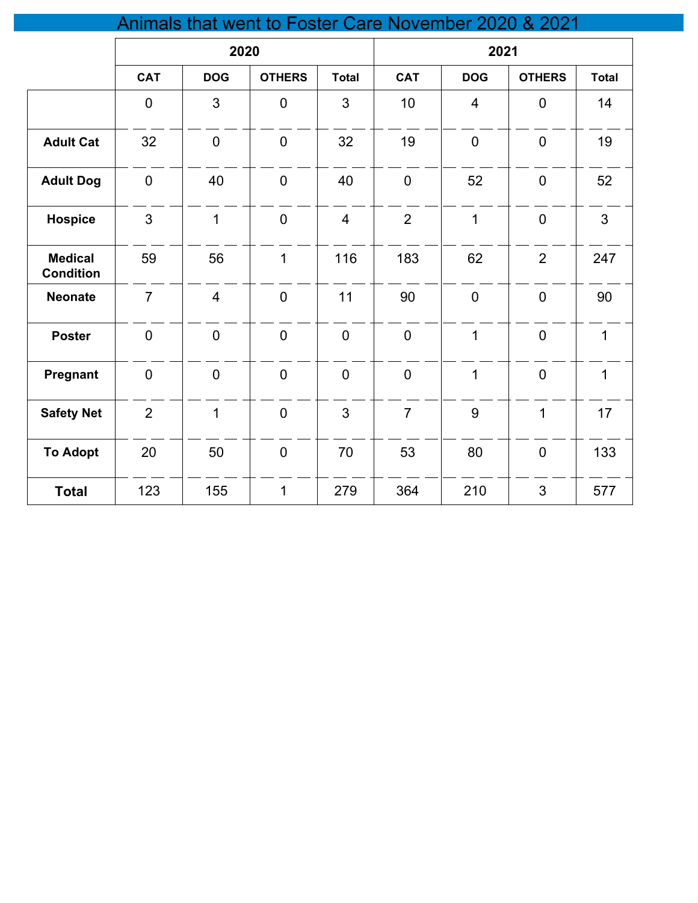# Animals that went to Foster Care November 2020 & 2021

| | 2020 | | | | 2021 | | | |
|---|---|---|---|---|---|---|---|---|
| | CAT | DOG | OTHERS | Total | CAT | DOG | OTHERS | Total |
| | 0 | 3 | 0 | 3 | 10 | 4 | 0 | 14 |
| **Adult Cat** | 32 | 0 | 0 | 32 | 19 | 0 | 0 | 19 |
| **Adult Dog** | 0 | 40 | 0 | 40 | 0 | 52 | 0 | 52 |
| **Hospice** | 3 | 1 | 0 | 4 | 2 | 1 | 0 | 3 |
| **Medical Condition** | 59 | 56 | 1 | 116 | 183 | 62 | 2 | 247 |
| **Neonate** | 7 | 4 | 0 | 11 | 90 | 0 | 0 | 90 |
| **Poster** | 0 | 0 | 0 | 0 | 0 | 1 | 0 | 1 |
| **Pregnant** | 0 | 0 | 0 | 0 | 0 | 1 | 0 | 1 |
| **Safety Net** | 2 | 1 | 0 | 3 | 7 | 9 | 1 | 17 |
| **To Adopt** | 20 | 50 | 0 | 70 | 53 | 80 | 0 | 133 |
| **Total** | 123 | 155 | 1 | 279 | 364 | 210 | 3 | 577 |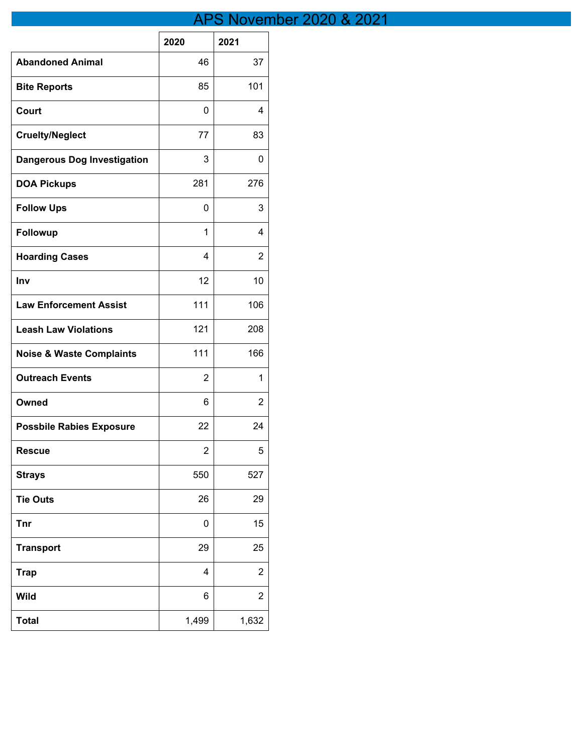# APS November 2020 & 2021

| | 2020 | 2021 |
|---|---|---|
| **Abandoned Animal** | 46 | 37 |
| **Bite Reports** | 85 | 101 |
| **Court** | 0 | 4 |
| **Cruelty/Neglect** | 77 | 83 |
| **Dangerous Dog Investigation** | 3 | 0 |
| **DOA Pickups** | 281 | 276 |
| **Follow Ups** | 0 | 3 |
| **Followup** | 1 | 4 |
| **Hoarding Cases** | 4 | 2 |
| **Inv** | 12 | 10 |
| **Law Enforcement Assist** | 111 | 106 |
| **Leash Law Violations** | 121 | 208 |
| **Noise & Waste Complaints** | 111 | 166 |
| **Outreach Events** | 2 | 1 |
| **Owned** | 6 | 2 |
| **Possbile Rabies Exposure** | 22 | 24 |
| **Rescue** | 2 | 5 |
| **Strays** | 550 | 527 |
| **Tie Outs** | 26 | 29 |
| **Tnr** | 0 | 15 |
| **Transport** | 29 | 25 |
| **Trap** | 4 | 2 |
| **Wild** | 6 | 2 |
| **Total** | 1,499 | 1,632 |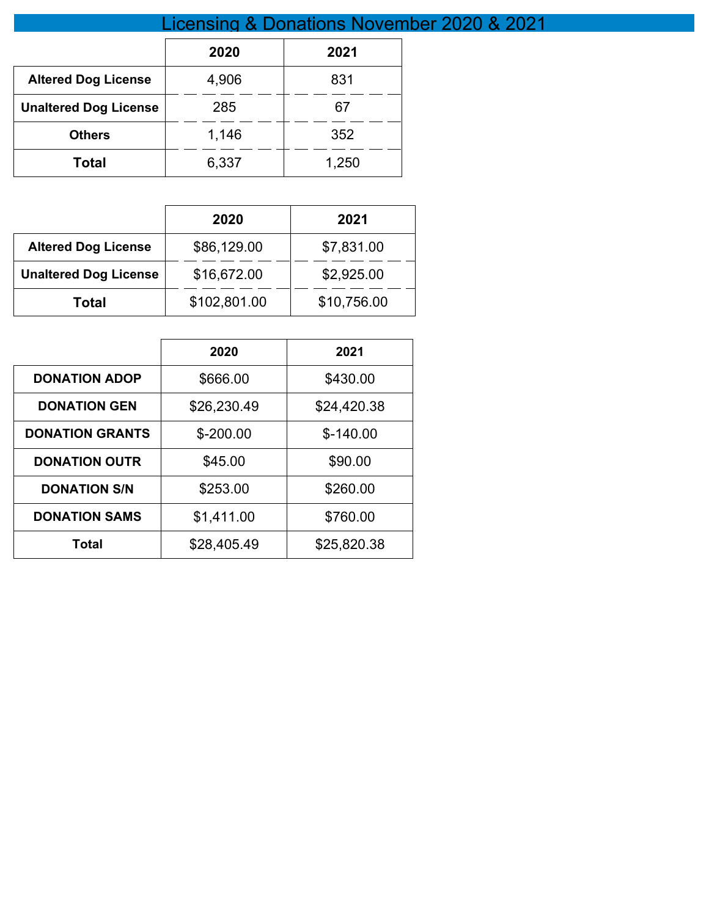# Licensing & Donations November 2020 & 2021

| | 2020 | 2021 |
|---|---|---|
| **Altered Dog License** | 4,906 | 831 |
| **Unaltered Dog License** | 285 | 67 |
| **Others** | 1,146 | 352 |
| **Total** | 6,337 | 1,250 |

| | 2020 | 2021 |
|---|---|---|
| **Altered Dog License** | $86,129.00 | $7,831.00 |
| **Unaltered Dog License** | $16,672.00 | $2,925.00 |
| **Total** | $102,801.00 | $10,756.00 |

| | 2020 | 2021 |
|---|---|---|
| **DONATION ADOP** | $666.00 | $430.00 |
| **DONATION GEN** | $26,230.49 | $24,420.38 |
| **DONATION GRANTS** | $-200.00 | $-140.00 |
| **DONATION OUTR** | $45.00 | $90.00 |
| **DONATION S/N** | $253.00 | $260.00 |
| **DONATION SAMS** | $1,411.00 | $760.00 |
| **Total** | $28,405.49 | $25,820.38 |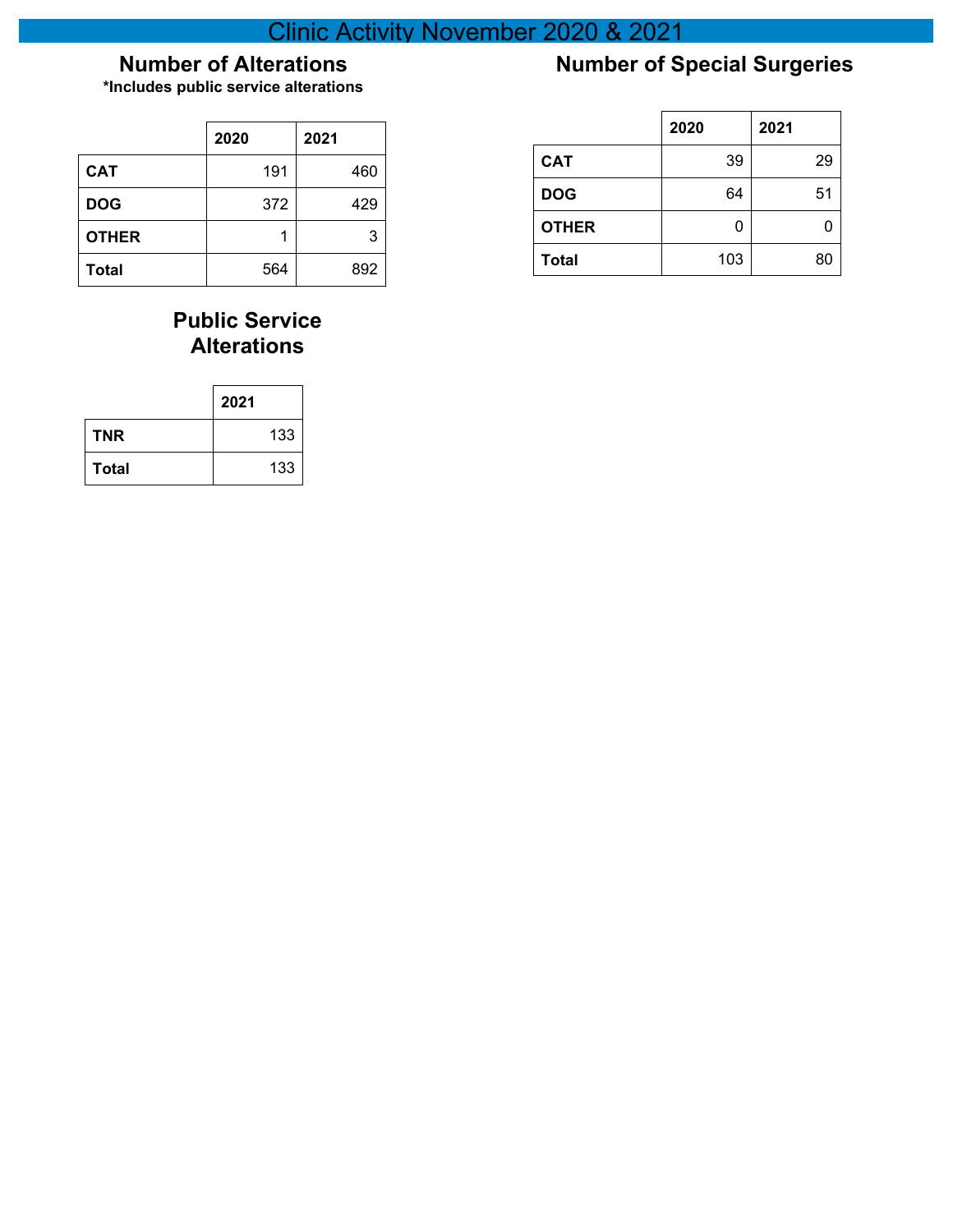# Clinic Activity November 2020 & 2021

## Number of Alterations

**\*Includes public service alterations**

| | 2020 | 2021 |
|---|---|---|
| **CAT** | 191 | 460 |
| **DOG** | 372 | 429 |
| **OTHER** | 1 | 3 |
| **Total** | 564 | 892 |

## Public Service Alterations

| | 2021 |
|---|---|
| **TNR** | 133 |
| **Total** | 133 |

## Number of Special Surgeries

| | 2020 | 2021 |
|---|---|---|
| **CAT** | 39 | 29 |
| **DOG** | 64 | 51 |
| **OTHER** | 0 | 0 |
| **Total** | 103 | 80 |